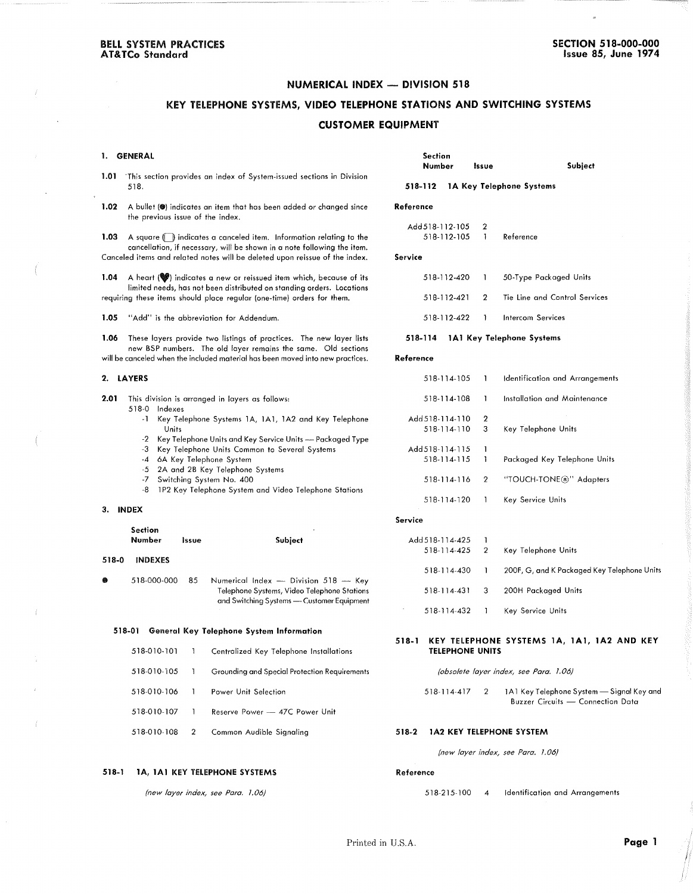**BELL SYSTEM PRACTICES**
**AT&TCo Standard**

**SECTION 518-000-000**
**Issue 85, June 1974**

# NUMERICAL INDEX — DIVISION 518

## KEY TELEPHONE SYSTEMS, VIDEO TELEPHONE STATIONS AND SWITCHING SYSTEMS

## CUSTOMER EQUIPMENT

### 1. GENERAL

**1.01** This section provides an index of System-issued sections in Division 518.

**1.02** A bullet (●) indicates an item that has been added or changed since the previous issue of the index.

**1.03** A square (☐) indicates a canceled item. Information relating to the cancellation, if necessary, will be shown in a note following the item. Canceled items and related notes will be deleted upon reissue of the index.

**1.04** A heart (♥) indicates a new or reissued item which, because of its limited needs, has not been distributed on standing orders. Locations requiring these items should place regular (one-time) orders for them.

**1.05** "Add" is the abbreviation for Addendum.

**1.06** These layers provide two listings of practices. The new layer lists new BSP numbers. The old layer remains the same. Old sections will be canceled when the included material has been moved into new practices.

### 2. LAYERS

**2.01** This division is arranged in layers as follows:

- 518-0 Indexes
- -1 Key Telephone Systems 1A, 1A1, 1A2 and Key Telephone Units
- -2 Key Telephone Units and Key Service Units — Packaged Type
- -3 Key Telephone Units Common to Several Systems
- -4 6A Key Telephone System
- -5 2A and 2B Key Telephone Systems
- -7 Switching System No. 400
- -8 1P2 Key Telephone System and Video Telephone Stations

### 3. INDEX

| | Section Number | Issue | Subject |
|---|---|---|---|
| | **518-0 INDEXES** | | |
| ● | 518-000-000 | 85 | Numerical Index — Division 518 — Key Telephone Systems, Video Telephone Stations and Switching Systems — Customer Equipment |
| | **518-01 General Key Telephone System Information** | | |
| | 518-010-101 | 1 | Centralized Key Telephone Installations |
| | 518-010-105 | 1 | Grounding and Special Protection Requirements |
| | 518-010-106 | 1 | Power Unit Selection |
| | 518-010-107 | 1 | Reserve Power — 47C Power Unit |
| | 518-010-108 | 2 | Common Audible Signaling |

#### 518-1 1A, 1A1 KEY TELEPHONE SYSTEMS

*(new layer index, see Para. 1.06)*

| Section Number | Issue | Subject |
|---|---|---|
| **518-112 1A Key Telephone Systems** | | |
| **Reference** | | |
| Add 518-112-105 | 2 | |
| 518-112-105 | 1 | Reference |
| **Service** | | |
| 518-112-420 | 1 | 50-Type Packaged Units |
| 518-112-421 | 2 | Tie Line and Control Services |
| 518-112-422 | 1 | Intercom Services |
| **518-114 1A1 Key Telephone Systems** | | |
| **Reference** | | |
| 518-114-105 | 1 | Identification and Arrangements |
| 518-114-108 | 1 | Installation and Maintenance |
| Add 518-114-110 | 2 | |
| 518-114-110 | 3 | Key Telephone Units |
| Add 518-114-115 | 1 | |
| 518-114-115 | 1 | Packaged Key Telephone Units |
| 518-114-116 | 2 | "TOUCH-TONE®" Adapters |
| 518-114-120 | 1 | Key Service Units |
| **Service** | | |
| Add 518-114-425 | 1 | |
| 518-114-425 | 2 | Key Telephone Units |
| 518-114-430 | 1 | 200F, G, and K Packaged Key Telephone Units |
| 518-114-431 | 3 | 200H Packaged Units |
| 518-114-432 | 1 | Key Service Units |

#### 518-1 KEY TELEPHONE SYSTEMS 1A, 1A1, 1A2 AND KEY TELEPHONE UNITS

*(obsolete layer index, see Para. 1.06)*

| Section Number | Issue | Subject |
|---|---|---|
| 518-114-417 | 2 | 1A1 Key Telephone System — Signal Key and Buzzer Circuits — Connection Data |

#### 518-2 1A2 KEY TELEPHONE SYSTEM

*(new layer index, see Para. 1.06)*

| Section Number | Issue | Subject |
|---|---|---|
| **Reference** | | |
| 518-215-100 | 4 | Identification and Arrangements |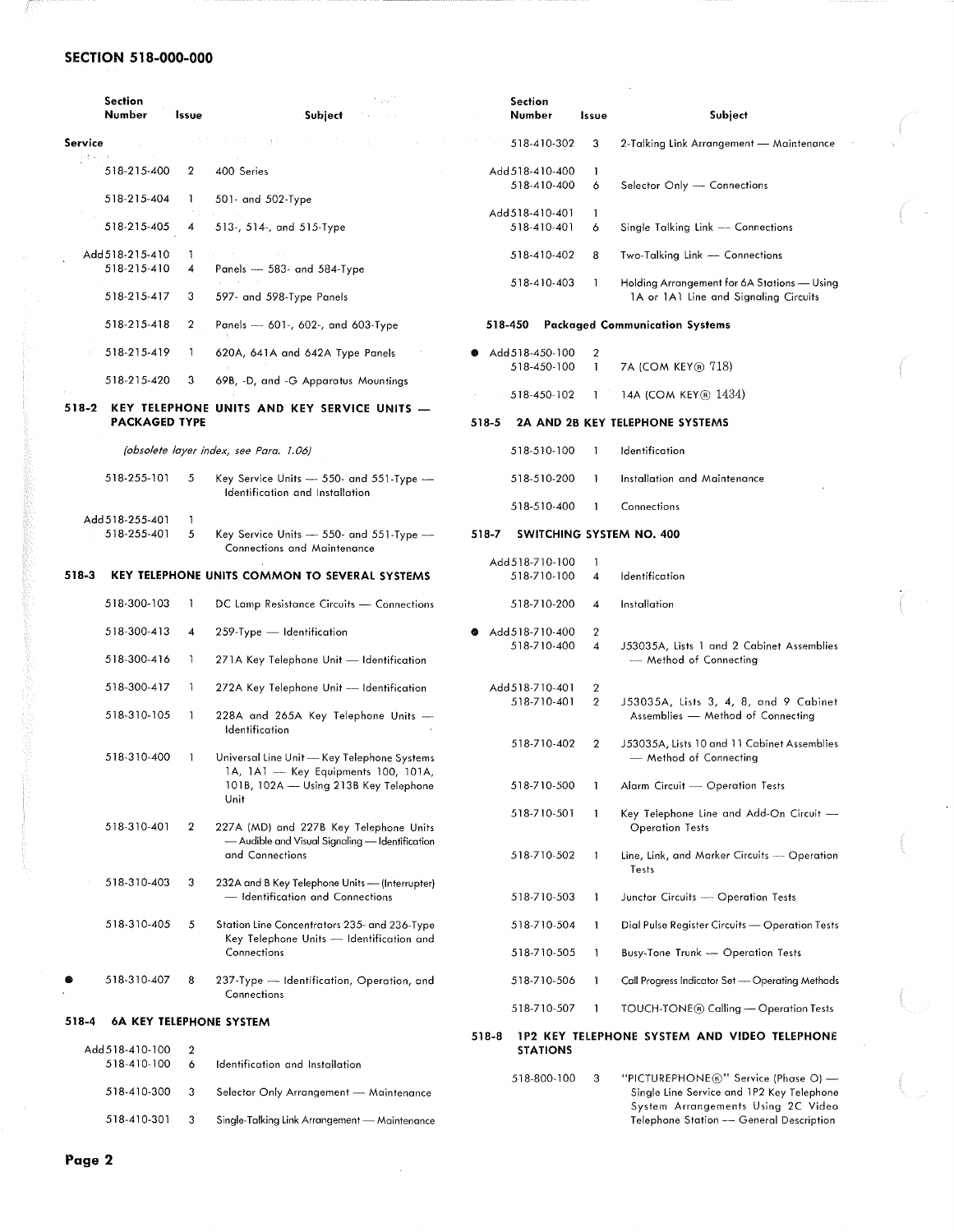# SECTION 518-000-000

| Section Number | Issue | Subject |
|---|---|---|
| **Service** | | |
| 518-215-400 | 2 | 400 Series |
| 518-215-404 | 1 | 501- and 502-Type |
| 518-215-405 | 4 | 513-, 514-, and 515-Type |
| Add 518-215-410 | 1 | |
| 518-215-410 | 4 | Panels — 583- and 584-Type |
| 518-215-417 | 3 | 597- and 598-Type Panels |
| 518-215-418 | 2 | Panels — 601-, 602-, and 603-Type |
| 518-215-419 | 1 | 620A, 641A and 642A Type Panels |
| 518-215-420 | 3 | 69B, -D, and -G Apparatus Mountings |

## 518-2 KEY TELEPHONE UNITS AND KEY SERVICE UNITS — PACKAGED TYPE

*(obsolete layer index, see Para. 1.06)*

| Section Number | Issue | Subject |
|---|---|---|
| 518-255-101 | 5 | Key Service Units — 550- and 551-Type — Identification and Installation |
| Add 518-255-401 | 1 | |
| 518-255-401 | 5 | Key Service Units — 550- and 551-Type — Connections and Maintenance |

## 518-3 KEY TELEPHONE UNITS COMMON TO SEVERAL SYSTEMS

| Section Number | Issue | Subject |
|---|---|---|
| 518-300-103 | 1 | DC Lamp Resistance Circuits — Connections |
| 518-300-413 | 4 | 259-Type — Identification |
| 518-300-416 | 1 | 271A Key Telephone Unit — Identification |
| 518-300-417 | 1 | 272A Key Telephone Unit — Identification |
| 518-310-105 | 1 | 228A and 265A Key Telephone Units — Identification |
| 518-310-400 | 1 | Universal Line Unit — Key Telephone Systems 1A, 1A1 — Key Equipments 100, 101A, 101B, 102A — Using 213B Key Telephone Unit |
| 518-310-401 | 2 | 227A (MD) and 227B Key Telephone Units — Audible and Visual Signaling — Identification and Connections |
| 518-310-403 | 3 | 232A and B Key Telephone Units — (Interrupter) — Identification and Connections |
| 518-310-405 | 5 | Station Line Concentrators 235- and 236-Type Key Telephone Units — Identification and Connections |
| ● 518-310-407 | 8 | 237-Type — Identification, Operation, and Connections |

## 518-4 6A KEY TELEPHONE SYSTEM

| Section Number | Issue | Subject |
|---|---|---|
| Add 518-410-100 | 2 | |
| 518-410-100 | 6 | Identification and Installation |
| 518-410-300 | 3 | Selector Only Arrangement — Maintenance |
| 518-410-301 | 3 | Single-Talking Link Arrangement — Maintenance |
| 518-410-302 | 3 | 2-Talking Link Arrangement — Maintenance |
| Add 518-410-400 | 1 | |
| 518-410-400 | 6 | Selector Only — Connections |
| Add 518-410-401 | 1 | |
| 518-410-401 | 6 | Single Talking Link — Connections |
| 518-410-402 | 8 | Two-Talking Link — Connections |
| 518-410-403 | 1 | Holding Arrangement for 6A Stations — Using 1A or 1A1 Line and Signaling Circuits |

## 518-450 Packaged Communication Systems

| Section Number | Issue | Subject |
|---|---|---|
| ● Add 518-450-100 | 2 | |
| 518-450-100 | 1 | 7A (COM KEY® 718) |
| 518-450-102 | 1 | 14A (COM KEY® 1434) |

## 518-5 2A AND 2B KEY TELEPHONE SYSTEMS

| Section Number | Issue | Subject |
|---|---|---|
| 518-510-100 | 1 | Identification |
| 518-510-200 | 1 | Installation and Maintenance |
| 518-510-400 | 1 | Connections |

## 518-7 SWITCHING SYSTEM NO. 400

| Section Number | Issue | Subject |
|---|---|---|
| Add 518-710-100 | 1 | |
| 518-710-100 | 4 | Identification |
| 518-710-200 | 4 | Installation |
| ● Add 518-710-400 | 2 | |
| 518-710-400 | 4 | J53035A, Lists 1 and 2 Cabinet Assemblies — Method of Connecting |
| Add 518-710-401 | 2 | |
| 518-710-401 | 2 | J53035A, Lists 3, 4, 8, and 9 Cabinet Assemblies — Method of Connecting |
| 518-710-402 | 2 | J53035A, Lists 10 and 11 Cabinet Assemblies — Method of Connecting |
| 518-710-500 | 1 | Alarm Circuit — Operation Tests |
| 518-710-501 | 1 | Key Telephone Line and Add-On Circuit — Operation Tests |
| 518-710-502 | 1 | Line, Link, and Marker Circuits — Operation Tests |
| 518-710-503 | 1 | Junctor Circuits — Operation Tests |
| 518-710-504 | 1 | Dial Pulse Register Circuits — Operation Tests |
| 518-710-505 | 1 | Busy-Tone Trunk — Operation Tests |
| 518-710-506 | 1 | Call Progress Indicator Set — Operating Methods |
| 518-710-507 | 1 | TOUCH-TONE® Calling — Operation Tests |

## 518-8 1P2 KEY TELEPHONE SYSTEM AND VIDEO TELEPHONE STATIONS

| Section Number | Issue | Subject |
|---|---|---|
| 518-800-100 | 3 | "PICTUREPHONE®" Service (Phase O) — Single Line Service and 1P2 Key Telephone System Arrangements Using 2C Video Telephone Station — General Description |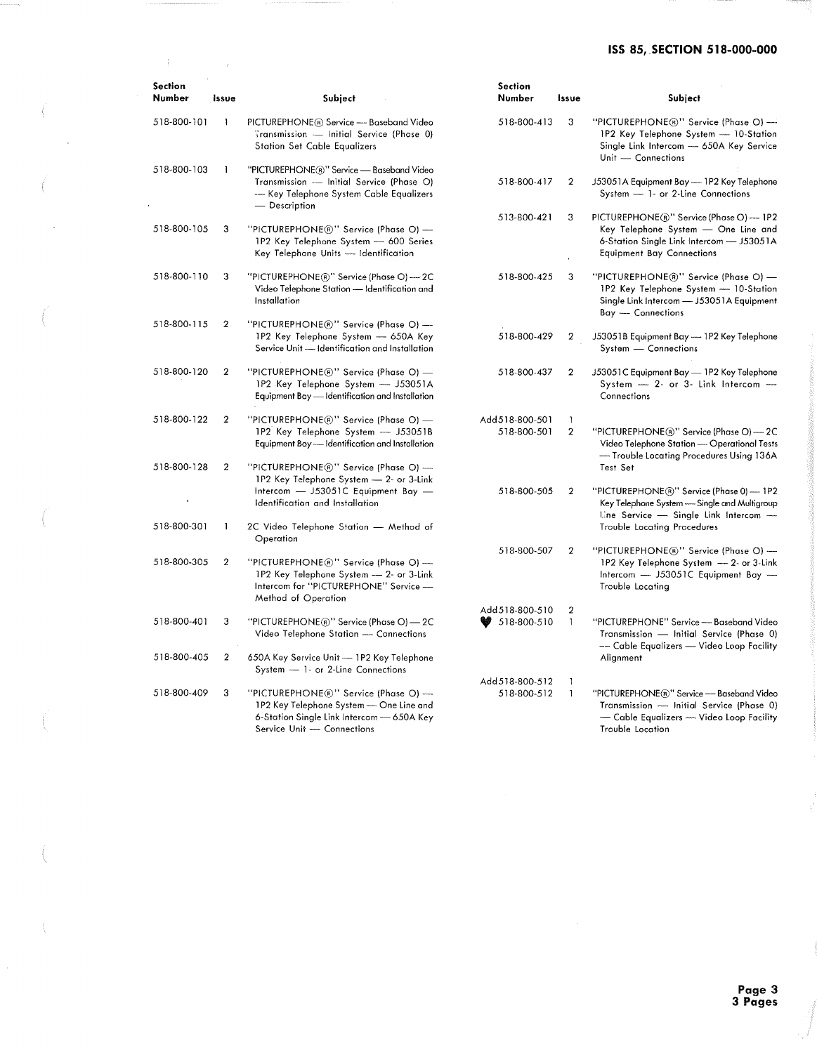| Section Number | Issue | Subject |
|---|---|---|
| 518-800-101 | 1 | PICTUREPHONE® Service — Baseband Video Transmission — Initial Service (Phase 0) Station Set Cable Equalizers |
| 518-800-103 | 1 | "PICTUREPHONE®" Service — Baseband Video Transmission — Initial Service (Phase O) — Key Telephone System Cable Equalizers — Description |
| 518-800-105 | 3 | "PICTUREPHONE®" Service (Phase O) — 1P2 Key Telephone System — 600 Series Key Telephone Units — Identification |
| 518-800-110 | 3 | "PICTUREPHONE®" Service (Phase O) — 2C Video Telephone Station — Identification and Installation |
| 518-800-115 | 2 | "PICTUREPHONE®" Service (Phase O) — 1P2 Key Telephone System — 650A Key Service Unit — Identification and Installation |
| 518-800-120 | 2 | "PICTUREPHONE®" Service (Phase O) — 1P2 Key Telephone System — J53051A Equipment Bay — Identification and Installation |
| 518-800-122 | 2 | "PICTUREPHONE®" Service (Phase O) — 1P2 Key Telephone System — J53051B Equipment Bay — Identification and Installation |
| 518-800-128 | 2 | "PICTUREPHONE®" Service (Phase O) — 1P2 Key Telephone System — 2- or 3-Link Intercom — J53051C Equipment Bay — Identification and Installation |
| 518-800-301 | 1 | 2C Video Telephone Station — Method of Operation |
| 518-800-305 | 2 | "PICTUREPHONE®" Service (Phase O) — 1P2 Key Telephone System — 2- or 3-Link Intercom for "PICTUREPHONE" Service — Method of Operation |
| 518-800-401 | 3 | "PICTUREPHONE®" Service (Phase O) — 2C Video Telephone Station — Connections |
| 518-800-405 | 2 | 650A Key Service Unit — 1P2 Key Telephone System — 1- or 2-Line Connections |
| 518-800-409 | 3 | "PICTUREPHONE®" Service (Phase O) — 1P2 Key Telephone System — One Line and 6-Station Single Link Intercom — 650A Key Service Unit — Connections |
| 518-800-413 | 3 | "PICTUREPHONE®" Service (Phase O) — 1P2 Key Telephone System — 10-Station Single Link Intercom — 650A Key Service Unit — Connections |
| 518-800-417 | 2 | J53051A Equipment Bay — 1P2 Key Telephone System — 1- or 2-Line Connections |
| 513-800-421 | 3 | PICTUREPHONE®" Service (Phase O) — 1P2 Key Telephone System — One Line and 6-Station Single Link Intercom — J53051A Equipment Bay Connections |
| 518-800-425 | 3 | "PICTUREPHONE®" Service (Phase O) — 1P2 Key Telephone System — 10-Station Single Link Intercom — J53051A Equipment Bay — Connections |
| 518-800-429 | 2 | J53051B Equipment Bay — 1P2 Key Telephone System — Connections |
| 518-800-437 | 2 | J53051C Equipment Bay — 1P2 Key Telephone System — 2- or 3- Link Intercom — Connections |
| Add 518-800-501 | 1 | |
| 518-800-501 | 2 | "PICTUREPHONE®" Service (Phase O) — 2C Video Telephone Station — Operational Tests — Trouble Locating Procedures Using 136A Test Set |
| 518-800-505 | 2 | "PICTUREPHONE®" Service (Phase 0) — 1P2 Key Telephone System — Single and Multigroup Line Service — Single Link Intercom — Trouble Locating Procedures |
| 518-800-507 | 2 | "PICTUREPHONE®" Service (Phase O) — 1P2 Key Telephone System — 2- or 3-Link Intercom — J53051C Equipment Bay — Trouble Locating |
| Add 518-800-510 | 2 | |
| 518-800-510 | 1 | "PICTUREPHONE" Service — Baseband Video Transmission — Initial Service (Phase 0) — Cable Equalizers — Video Loop Facility Alignment |
| Add 518-800-512 | 1 | |
| 518-800-512 | 1 | "PICTUREPHONE®" Service — Baseband Video Transmission — Initial Service (Phase 0) — Cable Equalizers — Video Loop Facility Trouble Location |